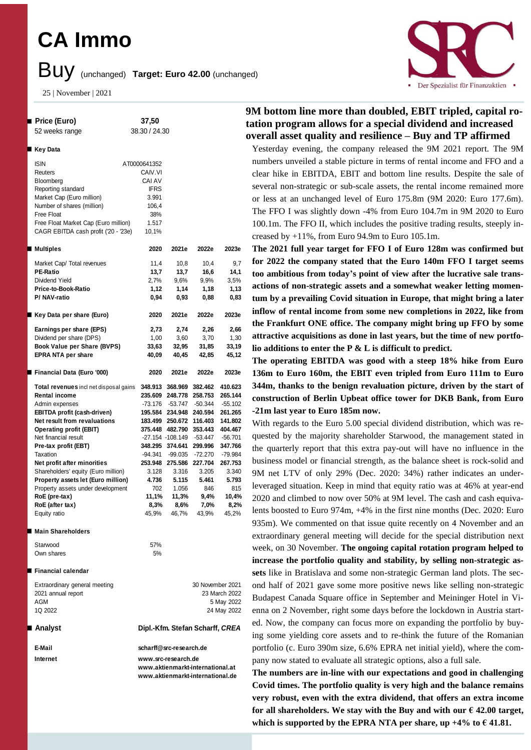# CA Immo

## Buy (unchanged) **Target: Euro 42.00** (unchanged)

25 | November | 2021

| **Price (Euro)** | **37,50** |
|---|---|
| 52 weeks range | 38.30 / 24.30 |

**Key Data**

| | |
|---|---|
| ISIN | AT0000641352 |
| Reuters | CAIV.VI |
| Bloomberg | CAI AV |
| Reporting standard | IFRS |
| Market Cap (Euro million) | 3.991 |
| Number of shares (million) | 106,4 |
| Free Float | 38% |
| Free Float Market Cap (Euro million) | 1.517 |
| CAGR EBITDA cash profit ('20 - '23e) | 10,1% |

| **Multiples** | **2020** | **2021e** | **2022e** | **2023e** |
|---|---|---|---|---|
| Market Cap/ Total revenues | 11,4 | 10,8 | 10,4 | 9,7 |
| **PE-Ratio** | **13,7** | **13,7** | **16,6** | **14,1** |
| Dividend Yield | 2,7% | 9,6% | 9,9% | 3,5% |
| **Price-to-Book-Ratio** | **1,12** | **1,14** | **1,18** | **1,13** |
| **P/ NAV-ratio** | **0,94** | **0,93** | **0,88** | **0,83** |

| **Key Data per share (Euro)** | **2020** | **2021e** | **2022e** | **2023e** |
|---|---|---|---|---|
| **Earnings per share (EPS)** | **2,73** | **2,74** | **2,26** | **2,66** |
| Dividend per share (DPS) | 1,00 | 3,60 | 3,70 | 1,30 |
| **Book Value per Share (BVPS)** | **33,63** | **32,95** | **31,85** | **33,19** |
| **EPRA NTA per share** | **40,09** | **40,45** | **42,85** | **45,12** |

| **Financial Data (Euro '000)** | **2020** | **2021e** | **2022e** | **2023e** |
|---|---|---|---|---|
| **Total revenues** incl net disposal gains | **348.913** | **368.969** | **382.462** | **410.623** |
| **Rental income** | **235.609** | **248.778** | **258.753** | **265.144** |
| Admin expenses | -73.176 | -53.747 | -50.344 | -55.102 |
| **EBITDA profit (cash-driven)** | **195.584** | **234.948** | **240.594** | **261.265** |
| **Net result from revaluations** | **183.499** | **250.672** | **116.403** | **141.802** |
| **Operating profit (EBIT)** | **375.448** | **482.790** | **353.443** | **404.467** |
| Net financial result | -27.154 | -108.149 | -53.447 | -56.701 |
| **Pre-tax profit (EBT)** | **348.295** | **374.641** | **299.996** | **347.766** |
| Taxation | -94.341 | -99.035 | -72.270 | -79.984 |
| **Net profit after minorities** | **253.948** | **275.586** | **227.704** | **267.753** |
| Shareholders' equity (Euro million) | 3.128 | 3.316 | 3.205 | 3.340 |
| **Property assets let (Euro million)** | **4.736** | **5.115** | **5.461** | **5.793** |
| Property assets under development | 702 | 1.056 | 846 | 815 |
| **RoE (pre-tax)** | **11,1%** | **11,3%** | **9,4%** | **10,4%** |
| **RoE (after tax)** | **8,3%** | **8,6%** | **7,0%** | **8,2%** |
| Equity ratio | 45,9% | 46,7% | 43,9% | 45,2% |

**Main Shareholders**

| | |
|---|---|
| Starwood | 57% |
| Own shares | 5% |

**Financial calendar**

| | |
|---|---|
| Extraordinary general meeting | 30 November 2021 |
| 2021 annual report | 23 March 2022 |
| AGM | 5 May 2022 |
| 1Q 2022 | 24 May 2022 |

**Analyst** Dipl.-Kfm. Stefan Scharff, *CREA*

**E-Mail** scharff@src-research.de

**Internet** www.src-research.de
www.aktienmarkt-international.at
www.aktienmarkt-international.de

## 9M bottom line more than doubled, EBIT tripled, capital rotation program allows for a special dividend and increased overall asset quality and resilience – Buy and TP affirmed

Yesterday evening, the company released the 9M 2021 report. The 9M numbers unveiled a stable picture in terms of rental income and FFO and a clear hike in EBITDA, EBIT and bottom line results. Despite the sale of several non-strategic or sub-scale assets, the rental income remained more or less at an unchanged level of Euro 175.8m (9M 2020: Euro 177.6m). The FFO I was slightly down -4% from Euro 104.7m in 9M 2020 to Euro 100.1m. The FFO II, which includes the positive trading results, steeply increased by +11%, from Euro 94.9m to Euro 105.1m.

**The 2021 full year target for FFO I of Euro 128m was confirmed but for 2022 the company stated that the Euro 140m FFO I target seems too ambitious from today's point of view after the lucrative sale transactions of non-strategic assets and a somewhat weaker letting momentum by a prevailing Covid situation in Europe, that might bring a later inflow of rental income from some new completions in 2022, like from the Frankfurt ONE office. The company might bring up FFO by some attractive acquisitions as done in last years, but the time of new portfolio additions to enter the P & L is difficult to predict.**

**The operating EBITDA was good with a steep 18% hike from Euro 136m to Euro 160m, the EBIT even tripled from Euro 111m to Euro 344m, thanks to the benign revaluation picture, driven by the start of construction of Berlin Upbeat office tower for DKB Bank, from Euro -21m last year to Euro 185m now.**

With regards to the Euro 5.00 special dividend distribution, which was requested by the majority shareholder Starwood, the management stated in the quarterly report that this extra pay-out will have no influence in the business model or financial strength, as the balance sheet is rock-solid and 9M net LTV of only 29% (Dec. 2020: 34%) rather indicates an underleveraged situation. Keep in mind that equity ratio was at 46% at year-end 2020 and climbed to now over 50% at 9M level. The cash and cash equivalents boosted to Euro 974m, +4% in the first nine months (Dec. 2020: Euro 935m). We commented on that issue quite recently on 4 November and an extraordinary general meeting will decide for the special distribution next week, on 30 November. **The ongoing capital rotation program helped to increase the portfolio quality and stability, by selling non-strategic assets** like in Bratislava and some non-strategic German land plots. The second half of 2021 gave some more positive news like selling non-strategic Budapest Canada Square office in September and Meininger Hotel in Vienna on 2 November, right some days before the lockdown in Austria started. Now, the company can focus more on expanding the portfolio by buying some yielding core assets and to re-think the future of the Romanian portfolio (c. Euro 390m size, 6.6% EPRA net initial yield), where the company now stated to evaluate all strategic options, also a full sale.

**The numbers are in-line with our expectations and good in challenging Covid times. The portfolio quality is very high and the balance remains very robust, even with the extra dividend, that offers an extra income for all shareholders. We stay with the Buy and with our € 42.00 target, which is supported by the EPRA NTA per share, up +4% to € 41.81.**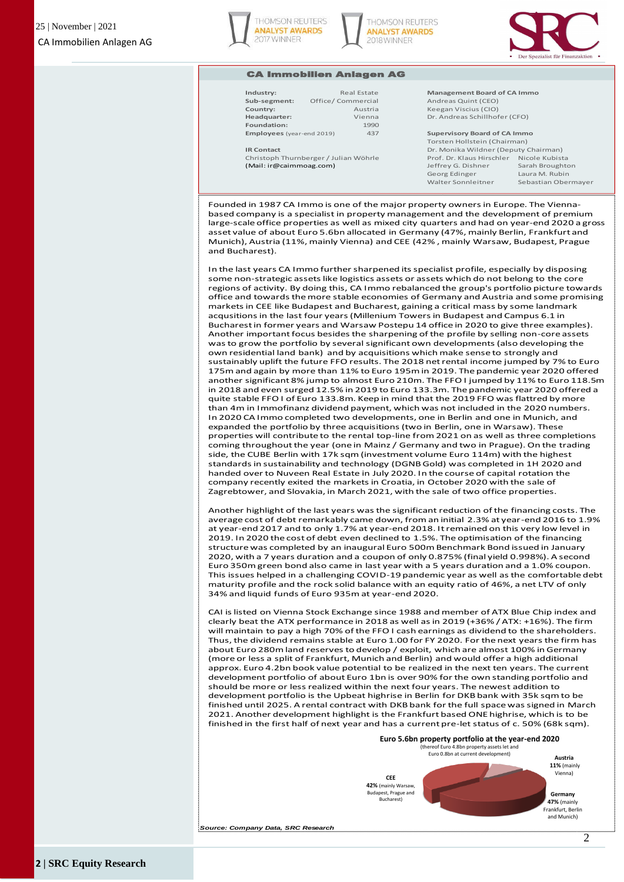## CA Immobilien Anlagen AG

| | |
|---|---|
| **Industry:** | Real Estate |
| **Sub-segment:** | Office/ Commercial |
| **Country:** | Austria |
| **Headquarter:** | Vienna |
| **Foundation:** | 1990 |
| **Employees** (year-end 2019) | 437 |

**IR Contact**
Christoph Thurnberger / Julian Wöhrle
(Mail: ir@caimmoag.com)

**Management Board of CA Immo**
Andreas Quint (CEO)
Keegan Viscius (CIO)
Dr. Andreas Schillhofer (CFO)

**Supervisory Board of CA Immo**
Torsten Hollstein (Chairman)
Dr. Monika Wildner (Deputy Chairman)
Prof. Dr. Klaus Hirschler
Jeffrey G. Dishner
Georg Edinger
Walter Sonnleitner
Nicole Kubista
Sarah Broughton
Laura M. Rubin
Sebastian Obermayer

Founded in 1987 CA Immo is one of the major property owners in Europe. The Vienna-based company is a specialist in property management and the development of premium large-scale office properties as well as mixed city quarters and had on year-end 2020 a gross asset value of about Euro 5.6bn allocated in Germany (47%, mainly Berlin, Frankfurt and Munich), Austria (11%, mainly Vienna) and CEE (42% , mainly Warsaw, Budapest, Prague and Bucharest).

In the last years CA Immo further sharpened its specialist profile, especially by disposing some non-strategic assets like logistics assets or assets which do not belong to the core regions of activity. By doing this, CA Immo rebalanced the group's portfolio picture towards office and towards the more stable economies of Germany and Austria and some promising markets in CEE like Budapest and Bucharest, gaining a critical mass by some landmark acqusitions in the last four years (Millenium Towers in Budapest and Campus 6.1 in Bucharest in former years and Warsaw Postepu 14 office in 2020 to give three examples). Another important focus besides the sharpening of the profile by selling non-core assets was to grow the portfolio by several significant own developments (also developing the own residential land bank) and by acquisitions which make sense to strongly and sustainably uplift the future FFO results. The 2018 net rental income jumped by 7% to Euro 175m and again by more than 11% to Euro 195m in 2019. The pandemic year 2020 offered another significant 8% jump to almost Euro 210m. The FFO I jumped by 11% to Euro 118.5m in 2018 and even surged 12.5% in 2019 to Euro 133.3m. The pandemic year 2020 offered a quite stable FFO I of Euro 133.8m. Keep in mind that the 2019 FFO was flattred by more than 4m in Immofinanz dividend payment, which was not included in the 2020 numbers. In 2020 CA Immo completed two developments, one in Berlin and one in Munich, and expanded the portfolio by three acquisitions (two in Berlin, one in Warsaw). These properties will contribute to the rental top-line from 2021 on as well as three completions coming throughout the year (one in Mainz / Germany and two in Prague). On the trading side, the CUBE Berlin with 17k sqm (investment volume Euro 114m) with the highest standards in sustainability and technology (DGNB Gold) was completed in 1H 2020 and handed over to Nuveen Real Estate in July 2020. In the course of capital rotation the company recently exited the markets in Croatia, in October 2020 with the sale of Zagrebtower, and Slovakia, in March 2021, with the sale of two office properties.

Another highlight of the last years was the significant reduction of the financing costs. The average cost of debt remarkably came down, from an initial 2.3% at year-end 2016 to 1.9% at year-end 2017 and to only 1.7% at year-end 2018. It remained on this very low level in 2019. In 2020 the cost of debt even declined to 1.5%. The optimisation of the financing structure was completed by an inaugural Euro 500m Benchmark Bond issued in January 2020, with a 7 years duration and a coupon of only 0.875% (final yield 0.998%). A second Euro 350m green bond also came in last year with a 5 years duration and a 1.0% coupon. This issues helped in a challenging COVID-19 pandemic year as well as the comfortable debt maturity profile and the rock solid balance with an equity ratio of 46%, a net LTV of only 34% and liquid funds of Euro 935m at year-end 2020.

CAI is listed on Vienna Stock Exchange since 1988 and member of ATX Blue Chip index and clearly beat the ATX performance in 2018 as well as in 2019 (+36% / ATX: +16%). The firm will maintain to pay a high 70% of the FFO I cash earnings as dividend to the shareholders. Thus, the dividend remains stable at Euro 1.00 for FY 2020. For the next years the firm has about Euro 280m land reserves to develop / exploit, which are almost 100% in Germany (more or less a split of Frankfurt, Munich and Berlin) and would offer a high additional approx. Euro 4.2bn book value potential to be realized in the next ten years. The current development portfolio of about Euro 1bn is over 90% for the own standing portfolio and should be more or less realized within the next four years. The newest addition to development portfolio is the Upbeat highrise in Berlin for DKB bank with 35k sqm to be finished until 2025. A rental contract with DKB bank for the full space was signed in March 2021. Another development highlight is the Frankfurt based ONE highrise, which is to be finished in the first half of next year and has a current pre-let status of c. 50% (68k sqm).

**Euro 5.6bn property portfolio at the year-end 2020**
(thereof Euro 4.8bn property assets let and Euro 0.8bn at current development)

- **Austria** 11% (mainly Vienna)
- **Germany** 47% (mainly Frankfurt, Berlin and Munich)
- **CEE** 42% (mainly Warsaw, Budapest, Prague and Bucharest)

*Source: Company Data, SRC Research*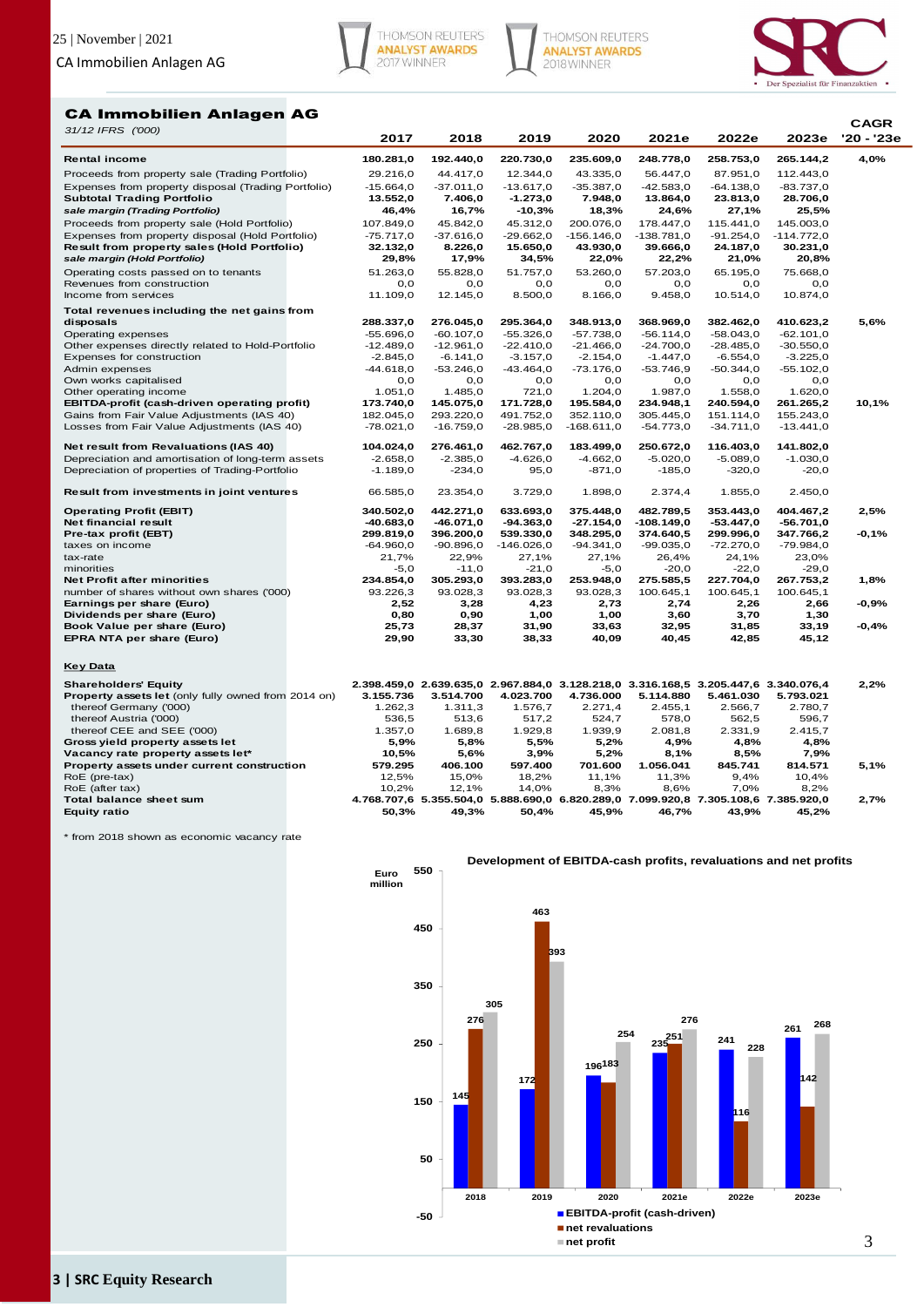## CA Immobilien Anlagen AG

| *31/12 IFRS ('000)* | 2017 | 2018 | 2019 | 2020 | 2021e | 2022e | 2023e | CAGR '20 - '23e |
|---|---|---|---|---|---|---|---|---|
| **Rental income** | **180.281,0** | **192.440,0** | **220.730,0** | **235.609,0** | **248.778,0** | **258.753,0** | **265.144,2** | **4,0%** |
| Proceeds from property sale (Trading Portfolio) | 29.216,0 | 44.417,0 | 12.344,0 | 43.335,0 | 56.447,0 | 87.951,0 | 112.443,0 | |
| Expenses from property disposal (Trading Portfolio) | -15.664,0 | -37.011,0 | -13.617,0 | -35.387,0 | -42.583,0 | -64.138,0 | -83.737,0 | |
| **Subtotal Trading Portfolio** | **13.552,0** | **7.406,0** | **-1.273,0** | **7.948,0** | **13.864,0** | **23.813,0** | **28.706,0** | |
| ***sale margin (Trading Portfolio)*** | **46,4%** | **16,7%** | **-10,3%** | **18,3%** | **24,6%** | **27,1%** | **25,5%** | |
| Proceeds from property sale (Hold Portfolio) | 107.849,0 | 45.842,0 | 45.312,0 | 200.076,0 | 178.447,0 | 115.441,0 | 145.003,0 | |
| Expenses from property disposal (Hold Portfolio) | -75.717,0 | -37.616,0 | -29.662,0 | -156.146,0 | -138.781,0 | -91.254,0 | -114.772,0 | |
| **Result from property sales (Hold Portfolio)** | **32.132,0** | **8.226,0** | **15.650,0** | **43.930,0** | **39.666,0** | **24.187,0** | **30.231,0** | |
| ***sale margin (Hold Portfolio)*** | **29,8%** | **17,9%** | **34,5%** | **22,0%** | **22,2%** | **21,0%** | **20,8%** | |
| Operating costs passed on to tenants | 51.263,0 | 55.828,0 | 51.757,0 | 53.260,0 | 57.203,0 | 65.195,0 | 75.668,0 | |
| Revenues from construction | 0,0 | 0,0 | 0,0 | 0,0 | 0,0 | 0,0 | 0,0 | |
| Income from services | 11.109,0 | 12.145,0 | 8.500,0 | 8.166,0 | 9.458,0 | 10.514,0 | 10.874,0 | |
| **Total revenues including the net gains from disposals** | **288.337,0** | **276.045,0** | **295.364,0** | **348.913,0** | **368.969,0** | **382.462,0** | **410.623,2** | **5,6%** |
| Operating expenses | -55.696,0 | -60.107,0 | -55.326,0 | -57.738,0 | -56.114,0 | -58.043,0 | -62.101,0 | |
| Other expenses directly related to Hold-Portfolio | -12.489,0 | -12.961,0 | -22.410,0 | -21.466,0 | -24.700,0 | -28.485,0 | -30.550,0 | |
| Expenses for construction | -2.845,0 | -6.141,0 | -3.157,0 | -2.154,0 | -1.447,0 | -6.554,0 | -3.225,0 | |
| Admin expenses | -44.618,0 | -53.246,0 | -43.464,0 | -73.176,0 | -53.746,9 | -50.344,0 | -55.102,0 | |
| Own works capitalised | 0,0 | 0,0 | 0,0 | 0,0 | 0,0 | 0,0 | 0,0 | |
| Other operating income | 1.051,0 | 1.485,0 | 721,0 | 1.204,0 | 1.987,0 | 1.558,0 | 1.620,0 | |
| **EBITDA-profit (cash-driven operating profit)** | **173.740,0** | **145.075,0** | **171.728,0** | **195.584,0** | **234.948,1** | **240.594,0** | **261.265,2** | **10,1%** |
| Gains from Fair Value Adjustments (IAS 40) | 182.045,0 | 293.220,0 | 491.752,0 | 352.110,0 | 305.445,0 | 151.114,0 | 155.243,0 | |
| Losses from Fair Value Adjustments (IAS 40) | -78.021,0 | -16.759,0 | -28.985,0 | -168.611,0 | -54.773,0 | -34.711,0 | -13.441,0 | |
| **Net result from Revaluations (IAS 40)** | **104.024,0** | **276.461,0** | **462.767,0** | **183.499,0** | **250.672,0** | **116.403,0** | **141.802,0** | |
| Depreciation and amortisation of long-term assets | -2.658,0 | -2.385,0 | -4.626,0 | -4.662,0 | -5.020,0 | -5.089,0 | -1.030,0 | |
| Depreciation of properties of Trading-Portfolio | -1.189,0 | -234,0 | 95,0 | -871,0 | -185,0 | -320,0 | -20,0 | |
| **Result from investments in joint ventures** | 66.585,0 | 23.354,0 | 3.729,0 | 1.898,0 | 2.374,4 | 1.855,0 | 2.450,0 | |
| **Operating Profit (EBIT)** | **340.502,0** | **442.271,0** | **633.693,0** | **375.448,0** | **482.789,5** | **353.443,0** | **404.467,2** | **2,5%** |
| **Net financial result** | **-40.683,0** | **-46.071,0** | **-94.363,0** | **-27.154,0** | **-108.149,0** | **-53.447,0** | **-56.701,0** | |
| **Pre-tax profit (EBT)** | **299.819,0** | **396.200,0** | **539.330,0** | **348.295,0** | **374.640,5** | **299.996,0** | **347.766,2** | **-0,1%** |
| taxes on income | -64.960,0 | -90.896,0 | -146.026,0 | -94.341,0 | -99.035,0 | -72.270,0 | -79.984,0 | |
| tax-rate | 21,7% | 22,9% | 27,1% | 27,1% | 26,4% | 24,1% | 23,0% | |
| minorities | -5,0 | -11,0 | -21,0 | -5,0 | -20,0 | -22,0 | -29,0 | |
| **Net Profit after minorities** | **234.854,0** | **305.293,0** | **393.283,0** | **253.948,0** | **275.585,5** | **227.704,0** | **267.753,2** | **1,8%** |
| number of shares without own shares ('000) | 93.226,3 | 93.028,3 | 93.028,3 | 93.028,3 | 100.645,1 | 100.645,1 | 100.645,1 | |
| **Earnings per share (Euro)** | **2,52** | **3,28** | **4,23** | **2,73** | **2,74** | **2,26** | **2,66** | **-0,9%** |
| **Dividends per share (Euro)** | **0,80** | **0,90** | **1,00** | **1,00** | **3,60** | **3,70** | **1,30** | |
| **Book Value per share (Euro)** | **25,73** | **28,37** | **31,90** | **33,63** | **32,95** | **31,85** | **33,19** | **-0,4%** |
| **EPRA NTA per share (Euro)** | **29,90** | **33,30** | **38,33** | **40,09** | **40,45** | **42,85** | **45,12** | |

### Key Data

| | 2017 | 2018 | 2019 | 2020 | 2021e | 2022e | 2023e | CAGR '20 - '23e |
|---|---|---|---|---|---|---|---|---|
| **Shareholders' Equity** | 2.398.459,0 | 2.639.635,0 | 2.967.884,0 | 3.128.218,0 | 3.316.168,5 | 3.205.447,6 | 3.340.076,4 | 2,2% |
| **Property assets let** (only fully owned from 2014 on) | 3.155.736 | 3.514.700 | 4.023.700 | 4.736.000 | 5.114.880 | 5.461.030 | 5.793.021 | |
| thereof Germany ('000) | 1.262,3 | 1.311,3 | 1.576,7 | 2.271,4 | 2.455,1 | 2.566,7 | 2.780,7 | |
| thereof Austria ('000) | 536,5 | 513,6 | 517,2 | 524,7 | 578,0 | 562,5 | 596,7 | |
| thereof CEE and SEE ('000) | 1.357,0 | 1.689,8 | 1.929,8 | 1.939,9 | 2.081,8 | 2.331,9 | 2.415,7 | |
| **Gross yield property assets let** | **5,9%** | **5,8%** | **5,5%** | **5,2%** | **4,9%** | **4,8%** | **4,8%** | |
| **Vacancy rate property assets let*** | **10,5%** | **5,6%** | **3,9%** | **5,2%** | **8,1%** | **8,5%** | **7,9%** | |
| **Property assets under current construction** | **579.295** | **406.100** | **597.400** | **701.600** | **1.056.041** | **845.741** | **814.571** | **5,1%** |
| RoE (pre-tax) | 12,5% | 15,0% | 18,2% | 11,1% | 11,3% | 9,4% | 10,4% | |
| RoE (after tax) | 10,2% | 12,1% | 14,0% | 8,3% | 8,6% | 7,0% | 8,2% | |
| **Total balance sheet sum** | **4.768.707,6** | **5.355.504,0** | **5.888.690,0** | **6.820.289,0** | **7.099.920,8** | **7.305.108,6** | **7.385.920,0** | **2,7%** |
| **Equity ratio** | **50,3%** | **49,3%** | **50,4%** | **45,9%** | **46,7%** | **43,9%** | **45,2%** | |

\* from 2018 shown as economic vacancy rate

**Development of EBITDA-cash profits, revaluations and net profits**

Euro million

| | 2018 | 2019 | 2020 | 2021e | 2022e | 2023e |
|---|---|---|---|---|---|---|
| EBITDA-profit (cash-driven) | 145 | 172 | 196 | 235 | 241 | 261 |
| net revaluations | 276 | 463 | 183 | 251 | 116 | 142 |
| net profit | 305 | 393 | 254 | 276 | 228 | 268 |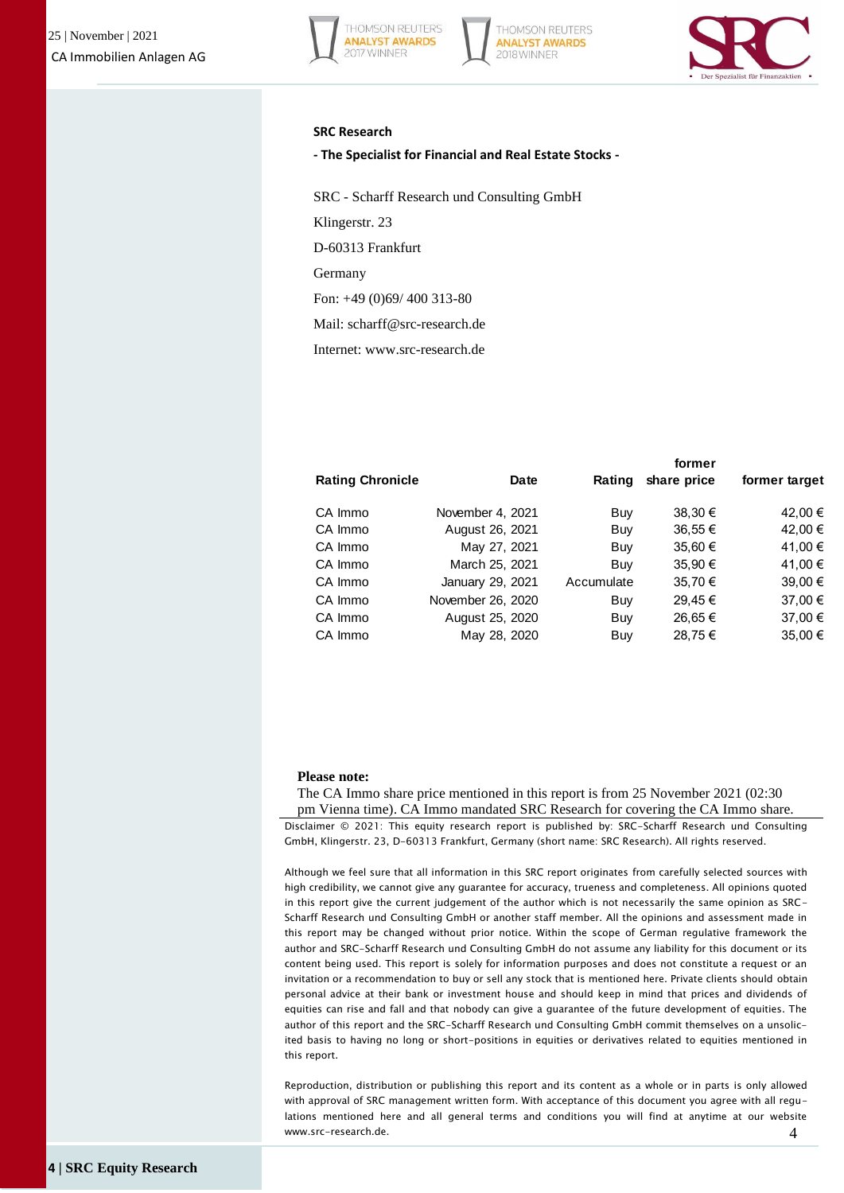**SRC Research**

**- The Specialist for Financial and Real Estate Stocks -**

SRC - Scharff Research und Consulting GmbH

Klingerstr. 23

D-60313 Frankfurt

Germany

Fon: +49 (0)69/ 400 313-80

Mail: scharff@src-research.de

Internet: www.src-research.de

| Rating Chronicle | Date | Rating | former share price | former target |
|---|---|---|---|---|
| CA Immo | November 4, 2021 | Buy | 38,30 € | 42,00 € |
| CA Immo | August 26, 2021 | Buy | 36,55 € | 42,00 € |
| CA Immo | May 27, 2021 | Buy | 35,60 € | 41,00 € |
| CA Immo | March 25, 2021 | Buy | 35,90 € | 41,00 € |
| CA Immo | January 29, 2021 | Accumulate | 35,70 € | 39,00 € |
| CA Immo | November 26, 2020 | Buy | 29,45 € | 37,00 € |
| CA Immo | August 25, 2020 | Buy | 26,65 € | 37,00 € |
| CA Immo | May 28, 2020 | Buy | 28,75 € | 35,00 € |

**Please note:**

The CA Immo share price mentioned in this report is from 25 November 2021 (02:30 pm Vienna time). CA Immo mandated SRC Research for covering the CA Immo share.

Disclaimer © 2021: This equity research report is published by: SRC-Scharff Research und Consulting GmbH, Klingerstr. 23, D-60313 Frankfurt, Germany (short name: SRC Research). All rights reserved.

Although we feel sure that all information in this SRC report originates from carefully selected sources with high credibility, we cannot give any guarantee for accuracy, trueness and completeness. All opinions quoted in this report give the current judgement of the author which is not necessarily the same opinion as SRC-Scharff Research und Consulting GmbH or another staff member. All the opinions and assessment made in this report may be changed without prior notice. Within the scope of German regulative framework the author and SRC-Scharff Research und Consulting GmbH do not assume any liability for this document or its content being used. This report is solely for information purposes and does not constitute a request or an invitation or a recommendation to buy or sell any stock that is mentioned here. Private clients should obtain personal advice at their bank or investment house and should keep in mind that prices and dividends of equities can rise and fall and that nobody can give a guarantee of the future development of equities. The author of this report and the SRC-Scharff Research und Consulting GmbH commit themselves on a unsolicited basis to having no long or short-positions in equities or derivatives related to equities mentioned in this report.

Reproduction, distribution or publishing this report and its content as a whole or in parts is only allowed with approval of SRC management written form. With acceptance of this document you agree with all regulations mentioned here and all general terms and conditions you will find at anytime at our website www.src-research.de.